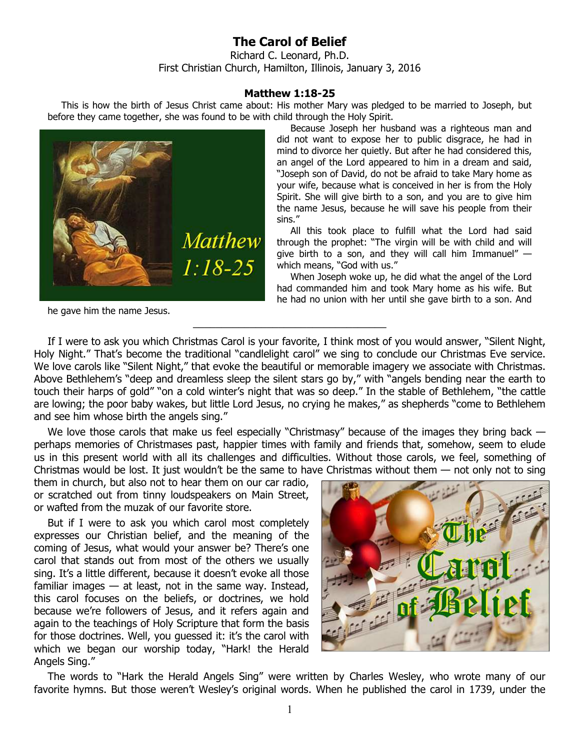# The Carol of Belief

Richard C. Leonard, Ph.D.
First Christian Church, Hamilton, Illinois, January 3, 2016

### Matthew 1:18-25

This is how the birth of Jesus Christ came about: His mother Mary was pledged to be married to Joseph, but before they came together, she was found to be with child through the Holy Spirit.

Because Joseph her husband was a righteous man and did not want to expose her to public disgrace, he had in mind to divorce her quietly. But after he had considered this, an angel of the Lord appeared to him in a dream and said, "Joseph son of David, do not be afraid to take Mary home as your wife, because what is conceived in her is from the Holy Spirit. She will give birth to a son, and you are to give him the name Jesus, because he will save his people from their sins."

All this took place to fulfill what the Lord had said through the prophet: "The virgin will be with child and will give birth to a son, and they will call him Immanuel" — which means, "God with us."

When Joseph woke up, he did what the angel of the Lord had commanded him and took Mary home as his wife. But he had no union with her until she gave birth to a son. And he gave him the name Jesus.

---

If I were to ask you which Christmas Carol is your favorite, I think most of you would answer, "Silent Night, Holy Night." That's become the traditional "candlelight carol" we sing to conclude our Christmas Eve service. We love carols like "Silent Night," that evoke the beautiful or memorable imagery we associate with Christmas. Above Bethlehem's "deep and dreamless sleep the silent stars go by," with "angels bending near the earth to touch their harps of gold" "on a cold winter's night that was so deep." In the stable of Bethlehem, "the cattle are lowing; the poor baby wakes, but little Lord Jesus, no crying he makes," as shepherds "come to Bethlehem and see him whose birth the angels sing."

We love those carols that make us feel especially "Christmasy" because of the images they bring back — perhaps memories of Christmases past, happier times with family and friends that, somehow, seem to elude us in this present world with all its challenges and difficulties. Without those carols, we feel, something of Christmas would be lost. It just wouldn't be the same to have Christmas without them — not only not to sing them in church, but also not to hear them on our car radio, or scratched out from tinny loudspeakers on Main Street, or wafted from the muzak of our favorite store.

But if I were to ask you which carol most completely expresses our Christian belief, and the meaning of the coming of Jesus, what would your answer be? There's one carol that stands out from most of the others we usually sing. It's a little different, because it doesn't evoke all those familiar images — at least, not in the same way. Instead, this carol focuses on the beliefs, or doctrines, we hold because we're followers of Jesus, and it refers again and again to the teachings of Holy Scripture that form the basis for those doctrines. Well, you guessed it: it's the carol with which we began our worship today, "Hark! the Herald Angels Sing."

The words to "Hark the Herald Angels Sing" were written by Charles Wesley, who wrote many of our favorite hymns. But those weren't Wesley's original words. When he published the carol in 1739, under the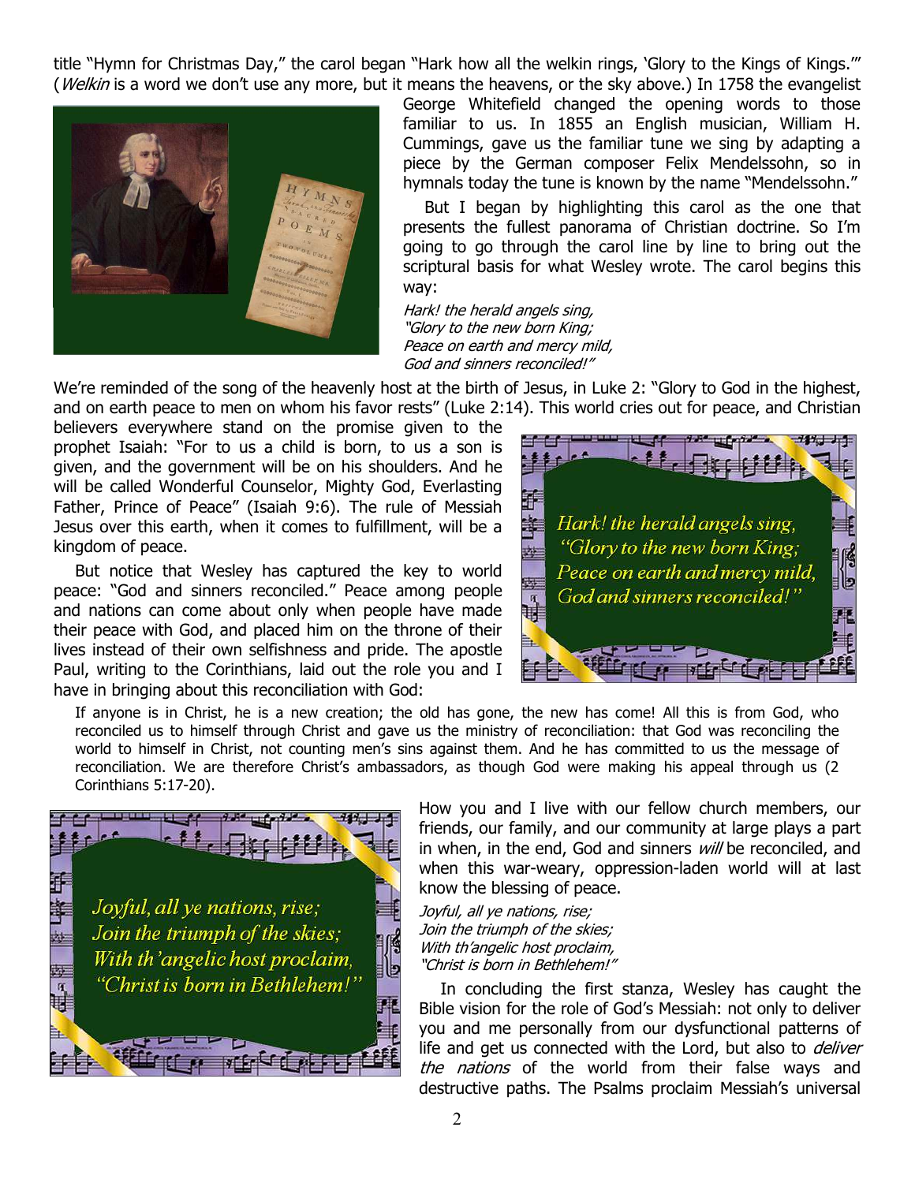title "Hymn for Christmas Day," the carol began "Hark how all the welkin rings, 'Glory to the Kings of Kings.'" (*Welkin* is a word we don't use any more, but it means the heavens, or the sky above.) In 1758 the evangelist George Whitefield changed the opening words to those familiar to us. In 1855 an English musician, William H. Cummings, gave us the familiar tune we sing by adapting a piece by the German composer Felix Mendelssohn, so in hymnals today the tune is known by the name "Mendelssohn."

But I began by highlighting this carol as the one that presents the fullest panorama of Christian doctrine. So I'm going to go through the carol line by line to bring out the scriptural basis for what Wesley wrote. The carol begins this way:

*Hark! the herald angels sing,*
*"Glory to the new born King;*
*Peace on earth and mercy mild,*
*God and sinners reconciled!"*

We're reminded of the song of the heavenly host at the birth of Jesus, in Luke 2: "Glory to God in the highest, and on earth peace to men on whom his favor rests" (Luke 2:14). This world cries out for peace, and Christian believers everywhere stand on the promise given to the prophet Isaiah: "For to us a child is born, to us a son is given, and the government will be on his shoulders. And he will be called Wonderful Counselor, Mighty God, Everlasting Father, Prince of Peace" (Isaiah 9:6). The rule of Messiah Jesus over this earth, when it comes to fulfillment, will be a kingdom of peace.

But notice that Wesley has captured the key to world peace: "God and sinners reconciled." Peace among people and nations can come about only when people have made their peace with God, and placed him on the throne of their lives instead of their own selfishness and pride. The apostle Paul, writing to the Corinthians, laid out the role you and I have in bringing about this reconciliation with God:

> If anyone is in Christ, he is a new creation; the old has gone, the new has come! All this is from God, who reconciled us to himself through Christ and gave us the ministry of reconciliation: that God was reconciling the world to himself in Christ, not counting men's sins against them. And he has committed to us the message of reconciliation. We are therefore Christ's ambassadors, as though God were making his appeal through us (2 Corinthians 5:17-20).

How you and I live with our fellow church members, our friends, our family, and our community at large plays a part in when, in the end, God and sinners *will* be reconciled, and when this war-weary, oppression-laden world will at last know the blessing of peace.

*Joyful, all ye nations, rise;*
*Join the triumph of the skies;*
*With th'angelic host proclaim,*
*"Christ is born in Bethlehem!"*

In concluding the first stanza, Wesley has caught the Bible vision for the role of God's Messiah: not only to deliver you and me personally from our dysfunctional patterns of life and get us connected with the Lord, but also to *deliver the nations* of the world from their false ways and destructive paths. The Psalms proclaim Messiah's universal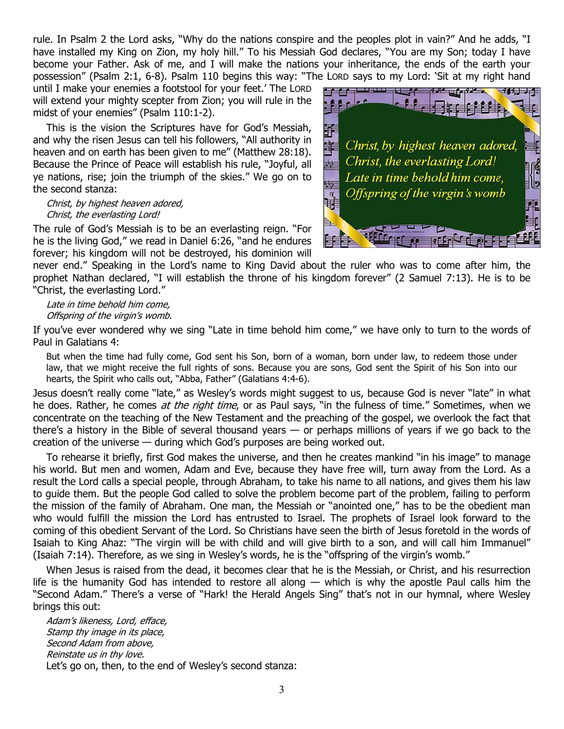rule. In Psalm 2 the Lord asks, "Why do the nations conspire and the peoples plot in vain?" And he adds, "I have installed my King on Zion, my holy hill." To his Messiah God declares, "You are my Son; today I have become your Father. Ask of me, and I will make the nations your inheritance, the ends of the earth your possession" (Psalm 2:1, 6-8). Psalm 110 begins this way: "The LORD says to my Lord: 'Sit at my right hand until I make your enemies a footstool for your feet.' The LORD will extend your mighty scepter from Zion; you will rule in the midst of your enemies" (Psalm 110:1-2).

This is the vision the Scriptures have for God's Messiah, and why the risen Jesus can tell his followers, "All authority in heaven and on earth has been given to me" (Matthew 28:18). Because the Prince of Peace will establish his rule, "Joyful, all ye nations, rise; join the triumph of the skies." We go on to the second stanza:

*Christ, by highest heaven adored,*
*Christ, the everlasting Lord!*

The rule of God's Messiah is to be an everlasting reign. "For he is the living God," we read in Daniel 6:26, "and he endures forever; his kingdom will not be destroyed, his dominion will never end." Speaking in the Lord's name to King David about the ruler who was to come after him, the prophet Nathan declared, "I will establish the throne of his kingdom forever" (2 Samuel 7:13). He is to be "Christ, the everlasting Lord."

*Late in time behold him come,*
*Offspring of the virgin's womb.*

If you've ever wondered why we sing "Late in time behold him come," we have only to turn to the words of Paul in Galatians 4:

> But when the time had fully come, God sent his Son, born of a woman, born under law, to redeem those under law, that we might receive the full rights of sons. Because you are sons, God sent the Spirit of his Son into our hearts, the Spirit who calls out, "Abba, Father" (Galatians 4:4-6).

Jesus doesn't really come "late," as Wesley's words might suggest to us, because God is never "late" in what he does. Rather, he comes *at the right time*, or as Paul says, "in the fulness of time." Sometimes, when we concentrate on the teaching of the New Testament and the preaching of the gospel, we overlook the fact that there's a history in the Bible of several thousand years — or perhaps millions of years if we go back to the creation of the universe — during which God's purposes are being worked out.

To rehearse it briefly, first God makes the universe, and then he creates mankind "in his image" to manage his world. But men and women, Adam and Eve, because they have free will, turn away from the Lord. As a result the Lord calls a special people, through Abraham, to take his name to all nations, and gives them his law to guide them. But the people God called to solve the problem become part of the problem, failing to perform the mission of the family of Abraham. One man, the Messiah or "anointed one," has to be the obedient man who would fulfill the mission the Lord has entrusted to Israel. The prophets of Israel look forward to the coming of this obedient Servant of the Lord. So Christians have seen the birth of Jesus foretold in the words of Isaiah to King Ahaz: "The virgin will be with child and will give birth to a son, and will call him Immanuel" (Isaiah 7:14). Therefore, as we sing in Wesley's words, he is the "offspring of the virgin's womb."

When Jesus is raised from the dead, it becomes clear that he is the Messiah, or Christ, and his resurrection life is the humanity God has intended to restore all along — which is why the apostle Paul calls him the "Second Adam." There's a verse of "Hark! the Herald Angels Sing" that's not in our hymnal, where Wesley brings this out:

*Adam's likeness, Lord, efface,*
*Stamp thy image in its place,*
*Second Adam from above,*
*Reinstate us in thy love.*

Let's go on, then, to the end of Wesley's second stanza: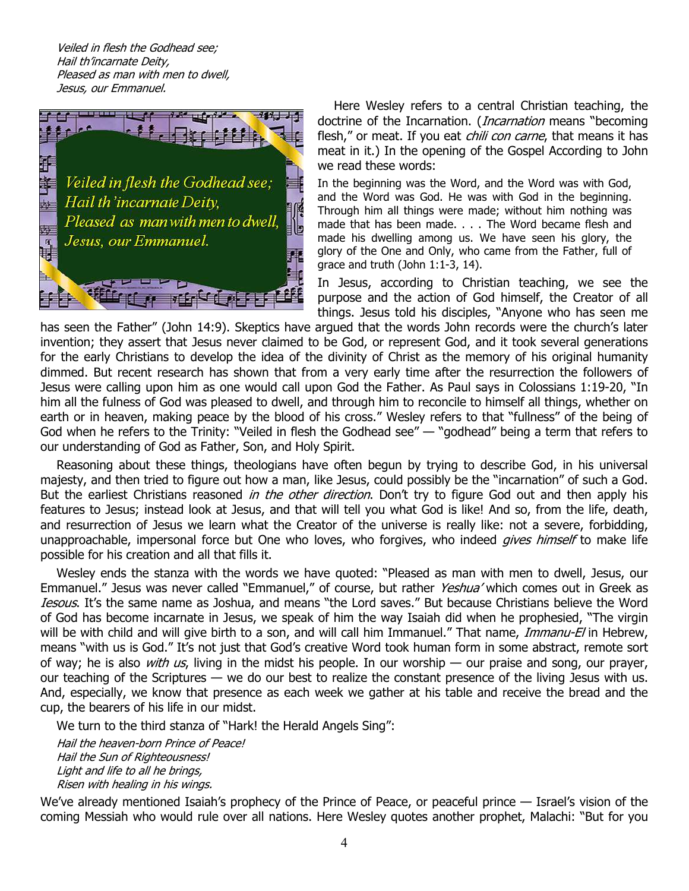*Veiled in flesh the Godhead see;*
*Hail th'incarnate Deity,*
*Pleased as man with men to dwell,*
*Jesus, our Emmanuel.*

Here Wesley refers to a central Christian teaching, the doctrine of the Incarnation. (*Incarnation* means "becoming flesh," or meat. If you eat *chili con carne*, that means it has meat in it.) In the opening of the Gospel According to John we read these words:

> In the beginning was the Word, and the Word was with God, and the Word was God. He was with God in the beginning. Through him all things were made; without him nothing was made that has been made. . . . The Word became flesh and made his dwelling among us. We have seen his glory, the glory of the One and Only, who came from the Father, full of grace and truth (John 1:1-3, 14).

In Jesus, according to Christian teaching, we see the purpose and the action of God himself, the Creator of all things. Jesus told his disciples, "Anyone who has seen me has seen the Father" (John 14:9). Skeptics have argued that the words John records were the church's later invention; they assert that Jesus never claimed to be God, or represent God, and it took several generations for the early Christians to develop the idea of the divinity of Christ as the memory of his original humanity dimmed. But recent research has shown that from a very early time after the resurrection the followers of Jesus were calling upon him as one would call upon God the Father. As Paul says in Colossians 1:19-20, "In him all the fulness of God was pleased to dwell, and through him to reconcile to himself all things, whether on earth or in heaven, making peace by the blood of his cross." Wesley refers to that "fullness" of the being of God when he refers to the Trinity: "Veiled in flesh the Godhead see" — "godhead" being a term that refers to our understanding of God as Father, Son, and Holy Spirit.

Reasoning about these things, theologians have often begun by trying to describe God, in his universal majesty, and then tried to figure out how a man, like Jesus, could possibly be the "incarnation" of such a God. But the earliest Christians reasoned *in the other direction*. Don't try to figure God out and then apply his features to Jesus; instead look at Jesus, and that will tell you what God is like! And so, from the life, death, and resurrection of Jesus we learn what the Creator of the universe is really like: not a severe, forbidding, unapproachable, impersonal force but One who loves, who forgives, who indeed *gives himself* to make life possible for his creation and all that fills it.

Wesley ends the stanza with the words we have quoted: "Pleased as man with men to dwell, Jesus, our Emmanuel." Jesus was never called "Emmanuel," of course, but rather *Yeshua'* which comes out in Greek as *Iesous*. It's the same name as Joshua, and means "the Lord saves." But because Christians believe the Word of God has become incarnate in Jesus, we speak of him the way Isaiah did when he prophesied, "The virgin will be with child and will give birth to a son, and will call him Immanuel." That name, *Immanu-El* in Hebrew, means "with us is God." It's not just that God's creative Word took human form in some abstract, remote sort of way; he is also *with us*, living in the midst his people. In our worship — our praise and song, our prayer, our teaching of the Scriptures — we do our best to realize the constant presence of the living Jesus with us. And, especially, we know that presence as each week we gather at his table and receive the bread and the cup, the bearers of his life in our midst.

We turn to the third stanza of "Hark! the Herald Angels Sing":

*Hail the heaven-born Prince of Peace!*
*Hail the Sun of Righteousness!*
*Light and life to all he brings,*
*Risen with healing in his wings.*

We've already mentioned Isaiah's prophecy of the Prince of Peace, or peaceful prince — Israel's vision of the coming Messiah who would rule over all nations. Here Wesley quotes another prophet, Malachi: "But for you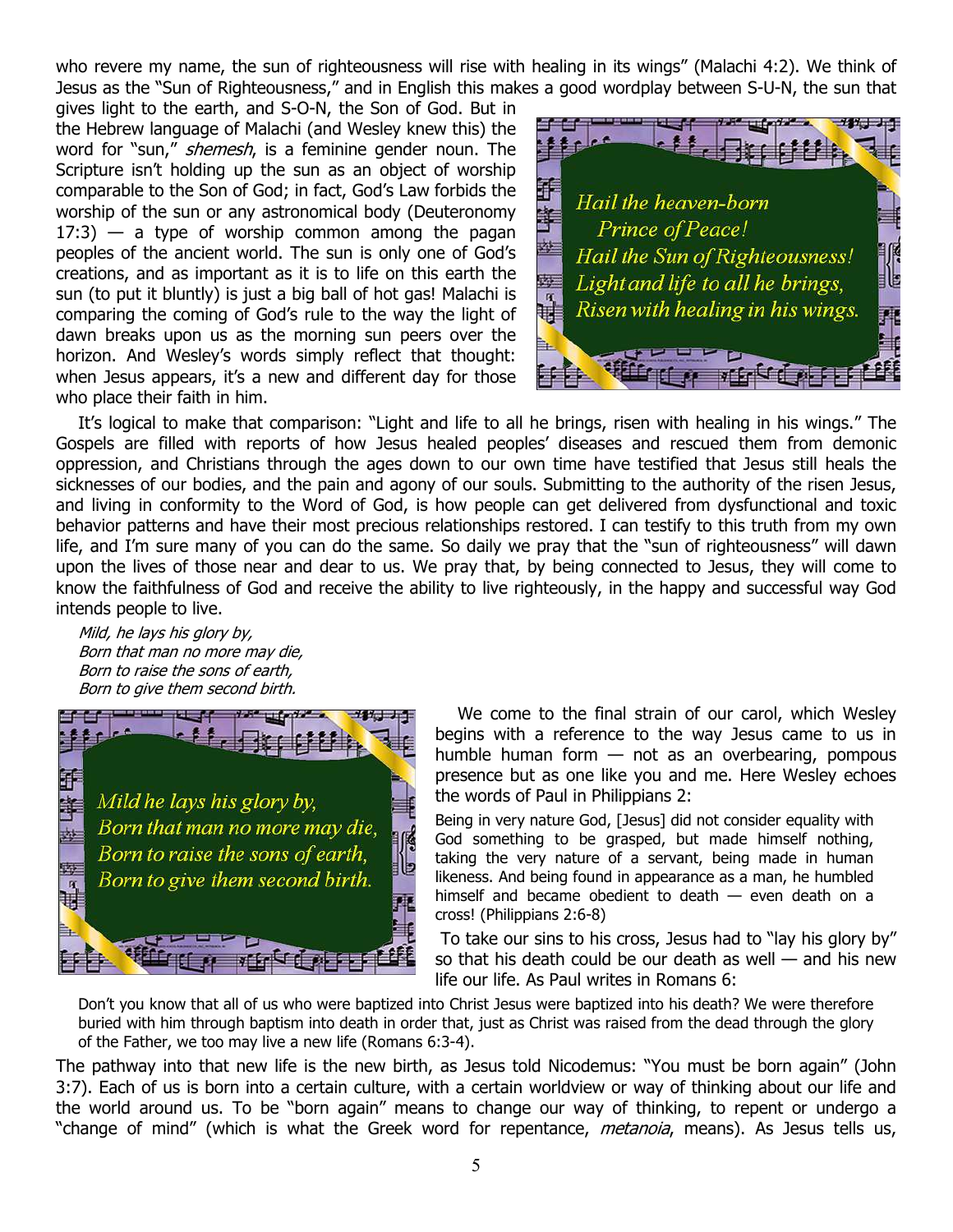who revere my name, the sun of righteousness will rise with healing in its wings" (Malachi 4:2). We think of Jesus as the "Sun of Righteousness," and in English this makes a good wordplay between S-U-N, the sun that gives light to the earth, and S-O-N, the Son of God. But in the Hebrew language of Malachi (and Wesley knew this) the word for "sun," *shemesh*, is a feminine gender noun. The Scripture isn't holding up the sun as an object of worship comparable to the Son of God; in fact, God's Law forbids the worship of the sun or any astronomical body (Deuteronomy 17:3) — a type of worship common among the pagan peoples of the ancient world. The sun is only one of God's creations, and as important as it is to life on this earth the sun (to put it bluntly) is just a big ball of hot gas! Malachi is comparing the coming of God's rule to the way the light of dawn breaks upon us as the morning sun peers over the horizon. And Wesley's words simply reflect that thought: when Jesus appears, it's a new and different day for those who place their faith in him.

*Hail the heaven-born*
*Prince of Peace!*
*Hail the Sun of Righteousness!*
*Light and life to all he brings,*
*Risen with healing in his wings.*

It's logical to make that comparison: "Light and life to all he brings, risen with healing in his wings." The Gospels are filled with reports of how Jesus healed peoples' diseases and rescued them from demonic oppression, and Christians through the ages down to our own time have testified that Jesus still heals the sicknesses of our bodies, and the pain and agony of our souls. Submitting to the authority of the risen Jesus, and living in conformity to the Word of God, is how people can get delivered from dysfunctional and toxic behavior patterns and have their most precious relationships restored. I can testify to this truth from my own life, and I'm sure many of you can do the same. So daily we pray that the "sun of righteousness" will dawn upon the lives of those near and dear to us. We pray that, by being connected to Jesus, they will come to know the faithfulness of God and receive the ability to live righteously, in the happy and successful way God intends people to live.

*Mild, he lays his glory by,*
*Born that man no more may die,*
*Born to raise the sons of earth,*
*Born to give them second birth.*

*Mild he lays his glory by,*
*Born that man no more may die,*
*Born to raise the sons of earth,*
*Born to give them second birth.*

We come to the final strain of our carol, which Wesley begins with a reference to the way Jesus came to us in humble human form — not as an overbearing, pompous presence but as one like you and me. Here Wesley echoes the words of Paul in Philippians 2:

> Being in very nature God, [Jesus] did not consider equality with God something to be grasped, but made himself nothing, taking the very nature of a servant, being made in human likeness. And being found in appearance as a man, he humbled himself and became obedient to death — even death on a cross! (Philippians 2:6-8)

To take our sins to his cross, Jesus had to "lay his glory by" so that his death could be our death as well — and his new life our life. As Paul writes in Romans 6:

> Don't you know that all of us who were baptized into Christ Jesus were baptized into his death? We were therefore buried with him through baptism into death in order that, just as Christ was raised from the dead through the glory of the Father, we too may live a new life (Romans 6:3-4).

The pathway into that new life is the new birth, as Jesus told Nicodemus: "You must be born again" (John 3:7). Each of us is born into a certain culture, with a certain worldview or way of thinking about our life and the world around us. To be "born again" means to change our way of thinking, to repent or undergo a "change of mind" (which is what the Greek word for repentance, *metanoia*, means). As Jesus tells us,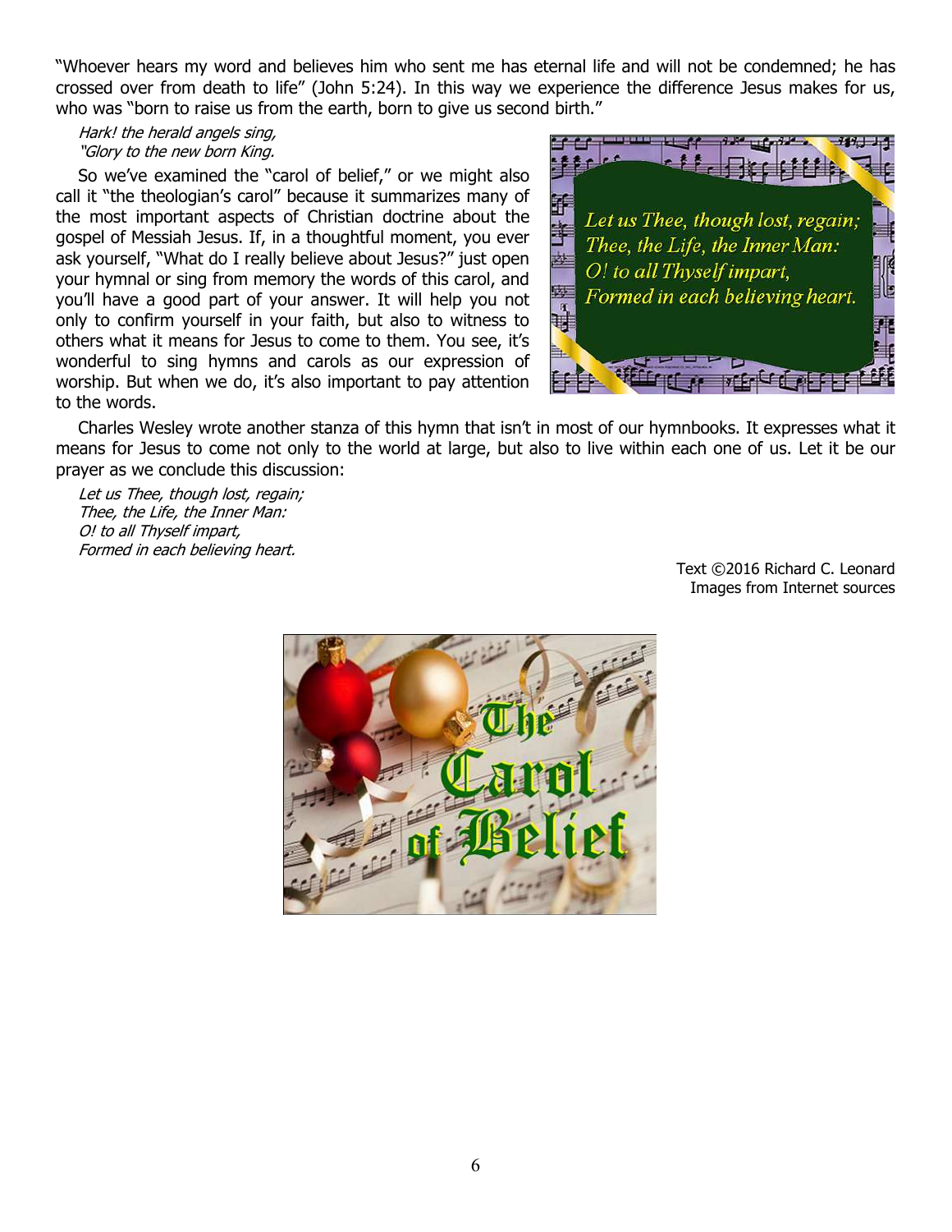"Whoever hears my word and believes him who sent me has eternal life and will not be condemned; he has crossed over from death to life" (John 5:24). In this way we experience the difference Jesus makes for us, who was "born to raise us from the earth, born to give us second birth."

*Hark! the herald angels sing,*
*"Glory to the new born King.*

So we've examined the "carol of belief," or we might also call it "the theologian's carol" because it summarizes many of the most important aspects of Christian doctrine about the gospel of Messiah Jesus. If, in a thoughtful moment, you ever ask yourself, "What do I really believe about Jesus?" just open your hymnal or sing from memory the words of this carol, and you'll have a good part of your answer. It will help you not only to confirm yourself in your faith, but also to witness to others what it means for Jesus to come to them. You see, it's wonderful to sing hymns and carols as our expression of worship. But when we do, it's also important to pay attention to the words.

Charles Wesley wrote another stanza of this hymn that isn't in most of our hymnbooks. It expresses what it means for Jesus to come not only to the world at large, but also to live within each one of us. Let it be our prayer as we conclude this discussion:

*Let us Thee, though lost, regain;*
*Thee, the Life, the Inner Man:*
*O! to all Thyself impart,*
*Formed in each believing heart.*

Text ©2016 Richard C. Leonard
Images from Internet sources